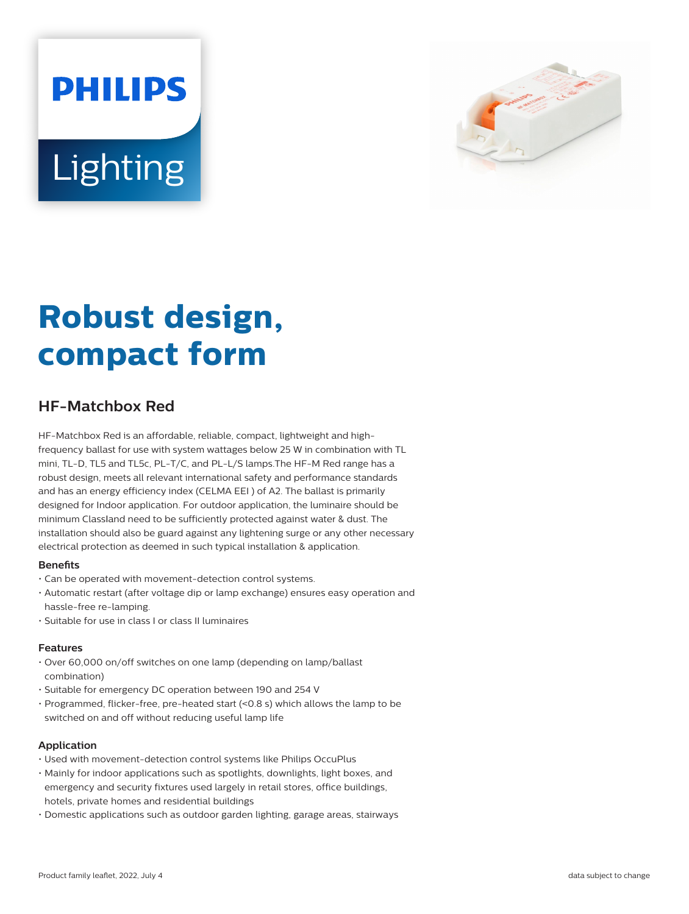PHILIPS

Lighting

# Robust design, compact form

## HF-Matchbox Red

HF-Matchbox Red is an affordable, reliable, compact, lightweight and high-frequency ballast for use with system wattages below 25 W in combination with TL mini, TL-D, TL5 and TL5c, PL-T/C, and PL-L/S lamps.The HF-M Red range has a robust design, meets all relevant international safety and performance standards and has an energy efficiency index (CELMA EEI ) of A2. The ballast is primarily designed for Indoor application. For outdoor application, the luminaire should be minimum ClassIand need to be sufficiently protected against water & dust. The installation should also be guard against any lightening surge or any other necessary electrical protection as deemed in such typical installation & application.

### Benefits

- Can be operated with movement-detection control systems.
- Automatic restart (after voltage dip or lamp exchange) ensures easy operation and hassle-free re-lamping.
- Suitable for use in class I or class II luminaires

### Features

- Over 60,000 on/off switches on one lamp (depending on lamp/ballast combination)
- Suitable for emergency DC operation between 190 and 254 V
- Programmed, flicker-free, pre-heated start (<0.8 s) which allows the lamp to be switched on and off without reducing useful lamp life

### Application

- Used with movement-detection control systems like Philips OccuPlus
- Mainly for indoor applications such as spotlights, downlights, light boxes, and emergency and security fixtures used largely in retail stores, office buildings, hotels, private homes and residential buildings
- Domestic applications such as outdoor garden lighting, garage areas, stairways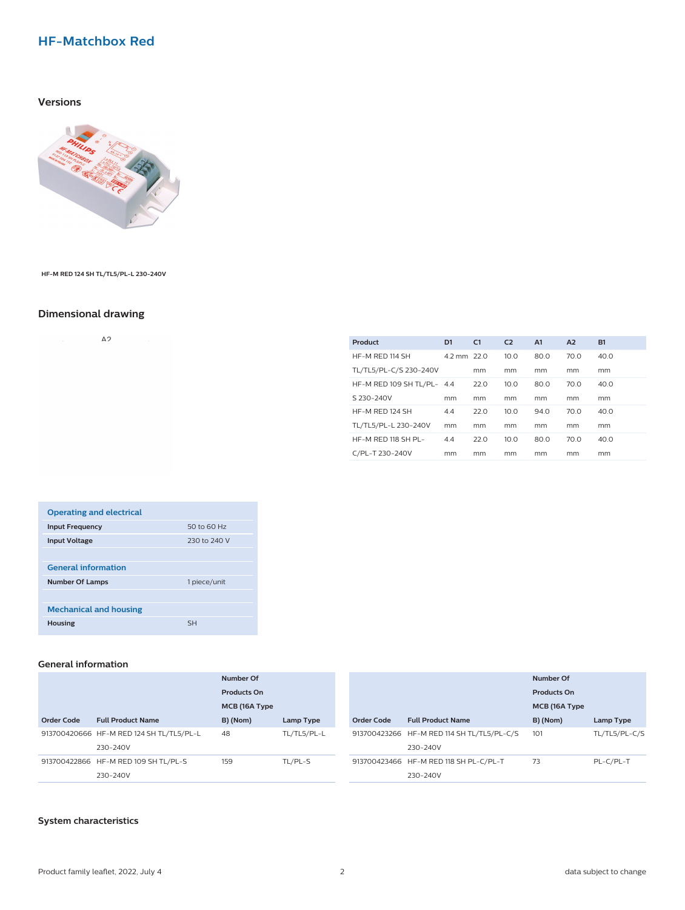# HF-Matchbox Red

## Versions

HF-M RED 124 SH TL/TL5/PL-L 230-240V

## Dimensional drawing

| Product | D1 | C1 | C2 | A1 | A2 | B1 |
|---|---|---|---|---|---|---|
| HF-M RED 114 SH TL/TL5/PL-C/S 230-240V | 4.2 mm | 22.0 mm | 10.0 mm | 80.0 mm | 70.0 mm | 40.0 mm |
| HF-M RED 109 SH TL/PL-S 230-240V | 4.4 mm | 22.0 mm | 10.0 mm | 80.0 mm | 70.0 mm | 40.0 mm |
| HF-M RED 124 SH TL/TL5/PL-L 230-240V | 4.4 mm | 22.0 mm | 10.0 mm | 94.0 mm | 70.0 mm | 40.0 mm |
| HF-M RED 118 SH PL-C/PL-T 230-240V | 4.4 mm | 22.0 mm | 10.0 mm | 80.0 mm | 70.0 mm | 40.0 mm |

| Operating and electrical | |
|---|---|
| Input Frequency | 50 to 60 Hz |
| Input Voltage | 230 to 240 V |

| General information | |
|---|---|
| Number Of Lamps | 1 piece/unit |

| Mechanical and housing | |
|---|---|
| Housing | SH |

## General information

| Order Code | Full Product Name | Number Of Products On MCB (16A Type B) (Nom) | Lamp Type |
|---|---|---|---|
| 913700420666 | HF-M RED 124 SH TL/TL5/PL-L 230-240V | 48 | TL/TL5/PL-L |
| 913700422866 | HF-M RED 109 SH TL/PL-S 230-240V | 159 | TL/PL-S |
| 913700423266 | HF-M RED 114 SH TL/TL5/PL-C/S 230-240V | 101 | TL/TL5/PL-C/S |
| 913700423466 | HF-M RED 118 SH PL-C/PL-T 230-240V | 73 | PL-C/PL-T |

## System characteristics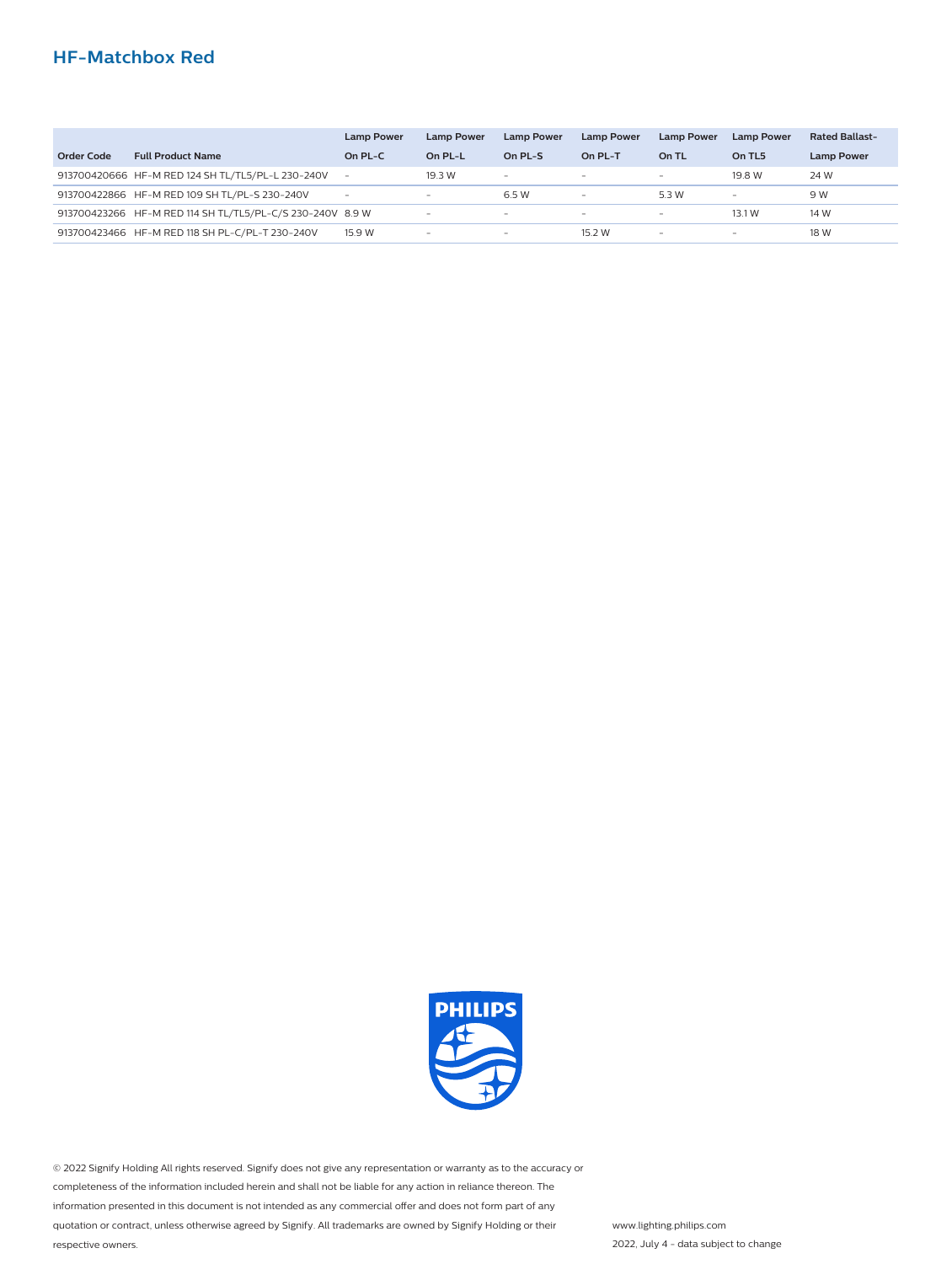## HF-Matchbox Red

| Order Code | Full Product Name | Lamp Power On PL-C | Lamp Power On PL-L | Lamp Power On PL-S | Lamp Power On PL-T | Lamp Power On TL | Lamp Power On TL5 | Rated Ballast-Lamp Power |
|---|---|---|---|---|---|---|---|---|
| 913700420666 | HF-M RED 124 SH TL/TL5/PL-L 230-240V | - | 19.3 W | - | - | - | 19.8 W | 24 W |
| 913700422866 | HF-M RED 109 SH TL/PL-S 230-240V | - | - | 6.5 W | - | 5.3 W | - | 9 W |
| 913700423266 | HF-M RED 114 SH TL/TL5/PL-C/S 230-240V | 8.9 W | - | - | - | - | 13.1 W | 14 W |
| 913700423466 | HF-M RED 118 SH PL-C/PL-T 230-240V | 15.9 W | - | - | 15.2 W | - | - | 18 W |

© 2022 Signify Holding All rights reserved. Signify does not give any representation or warranty as to the accuracy or completeness of the information included herein and shall not be liable for any action in reliance thereon. The information presented in this document is not intended as any commercial offer and does not form part of any quotation or contract, unless otherwise agreed by Signify. All trademarks are owned by Signify Holding or their respective owners.

www.lighting.philips.com

2022, July 4 - data subject to change